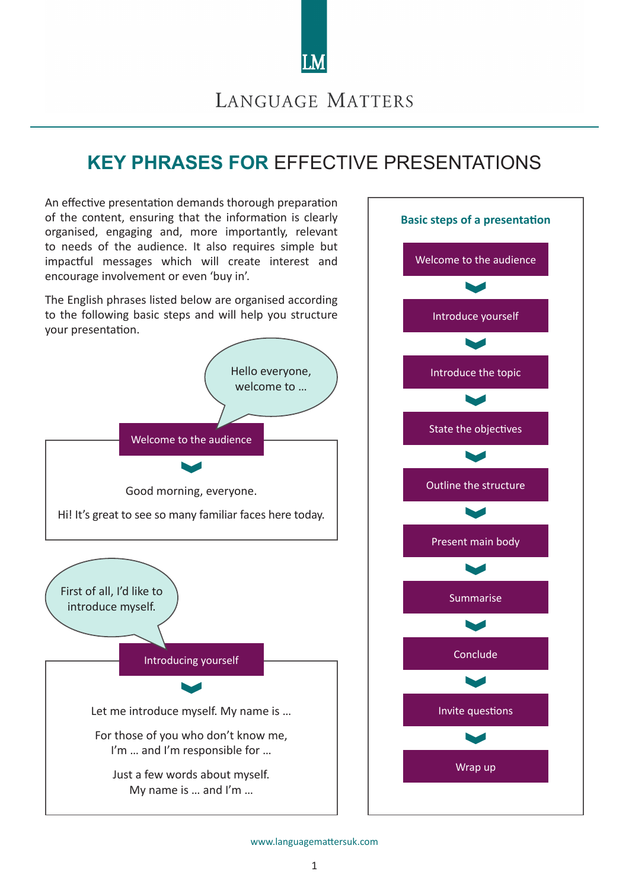LANGUAGE MATTERS

# KEY PHRASES FOR EFFECTIVE PRESENTATIONS

An effective presentation demands thorough preparation of the content, ensuring that the information is clearly organised, engaging and, more importantly, relevant to needs of the audience. It also requires simple but impactful messages which will create interest and encourage involvement or even 'buy in'.

The English phrases listed below are organised according to the following basic steps and will help you structure your presentation.

> Hello everyone, welcome to …

## Welcome to the audience

Good morning, everyone.

Hi! It's great to see so many familiar faces here today.

> First of all, I'd like to introduce myself.

## Introducing yourself

Let me introduce myself. My name is …

For those of you who don't know me, I'm … and I'm responsible for …

Just a few words about myself. My name is … and I'm …

### Basic steps of a presentation

1. Welcome to the audience
2. Introduce yourself
3. Introduce the topic
4. State the objectives
5. Outline the structure
6. Present main body
7. Summarise
8. Conclude
9. Invite questions
10. Wrap up

www.languagemattersuk.com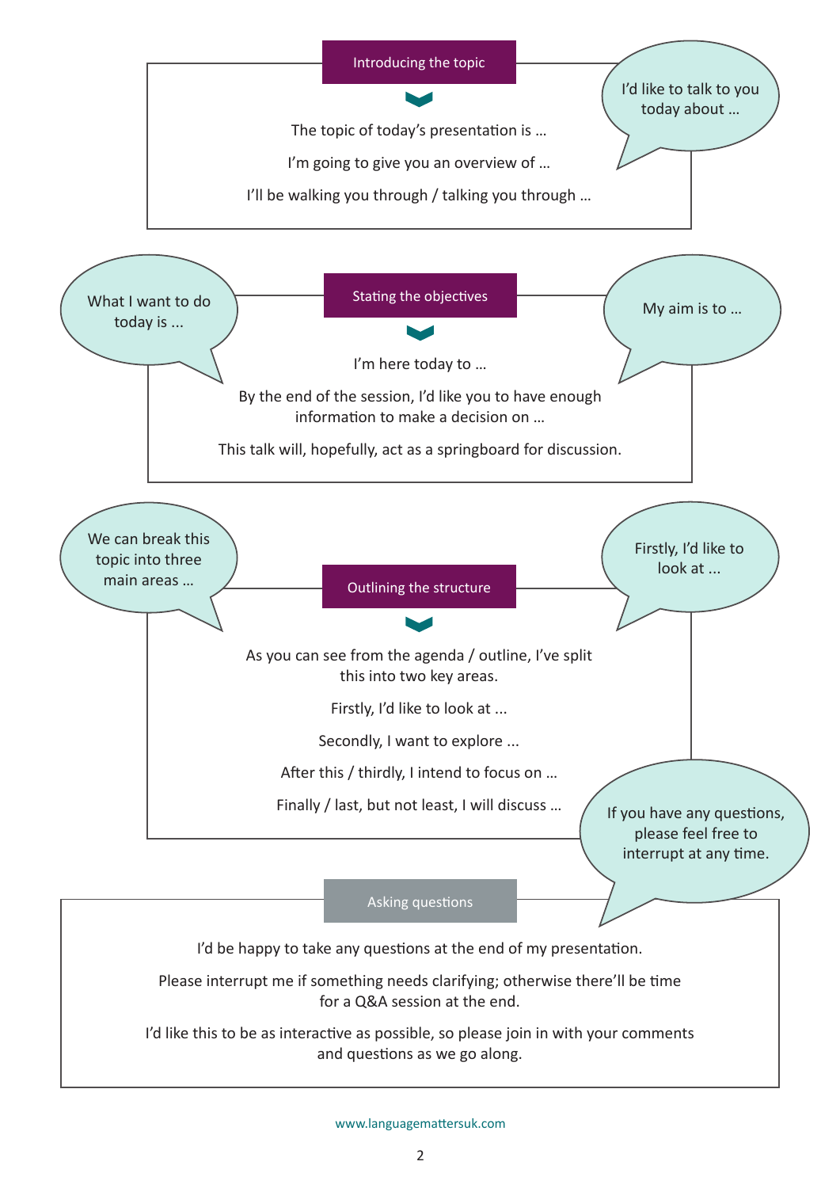## Introducing the topic

I'd like to talk to you today about …

The topic of today's presentation is …

I'm going to give you an overview of …

I'll be walking you through / talking you through …

## Stating the objectives

What I want to do today is …

My aim is to …

I'm here today to …

By the end of the session, I'd like you to have enough information to make a decision on …

This talk will, hopefully, act as a springboard for discussion.

## Outlining the structure

We can break this topic into three main areas …

Firstly, I'd like to look at ...

As you can see from the agenda / outline, I've split this into two key areas.

Firstly, I'd like to look at ...

Secondly, I want to explore ...

After this / thirdly, I intend to focus on …

Finally / last, but not least, I will discuss …

## Asking questions

If you have any questions, please feel free to interrupt at any time.

I'd be happy to take any questions at the end of my presentation.

Please interrupt me if something needs clarifying; otherwise there'll be time for a Q&A session at the end.

I'd like this to be as interactive as possible, so please join in with your comments and questions as we go along.

www.languagemattersuk.com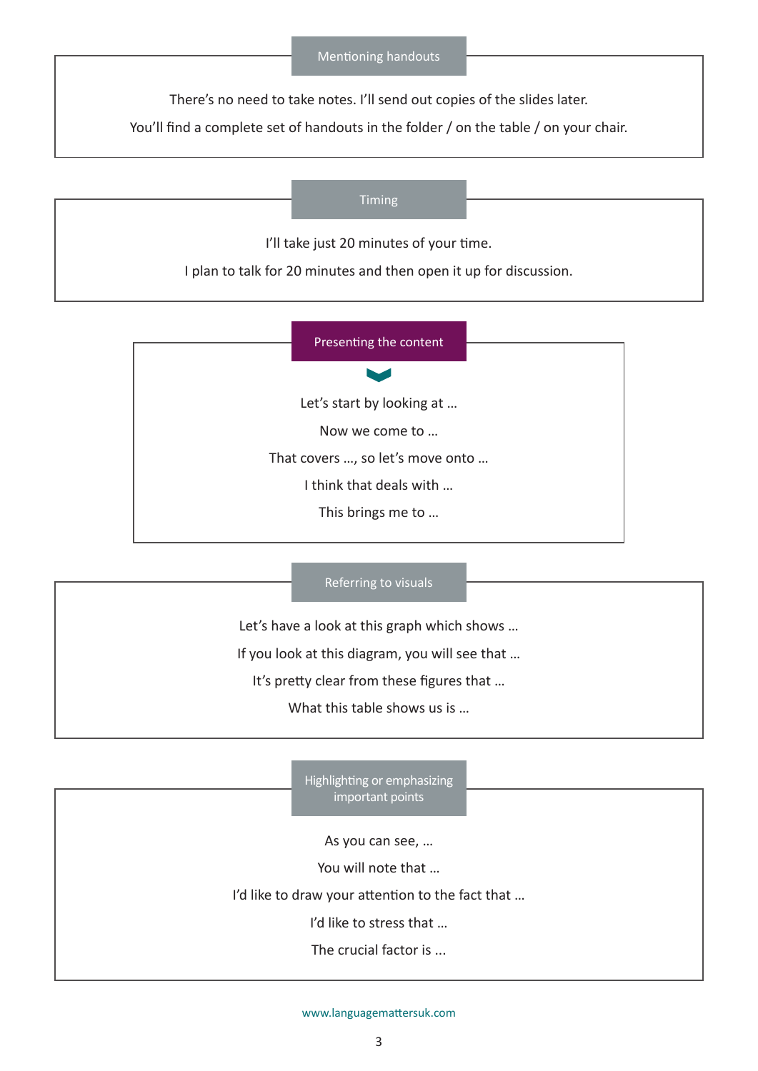## Mentioning handouts

There's no need to take notes. I'll send out copies of the slides later.

You'll find a complete set of handouts in the folder / on the table / on your chair.

## Timing

I'll take just 20 minutes of your time.

I plan to talk for 20 minutes and then open it up for discussion.

## Presenting the content

Let's start by looking at …

Now we come to …

That covers …, so let's move onto …

I think that deals with …

This brings me to …

## Referring to visuals

Let's have a look at this graph which shows …

If you look at this diagram, you will see that …

It's pretty clear from these figures that …

What this table shows us is …

## Highlighting or emphasizing important points

As you can see, …

You will note that …

I'd like to draw your attention to the fact that …

I'd like to stress that …

The crucial factor is ...

www.languagemattersuk.com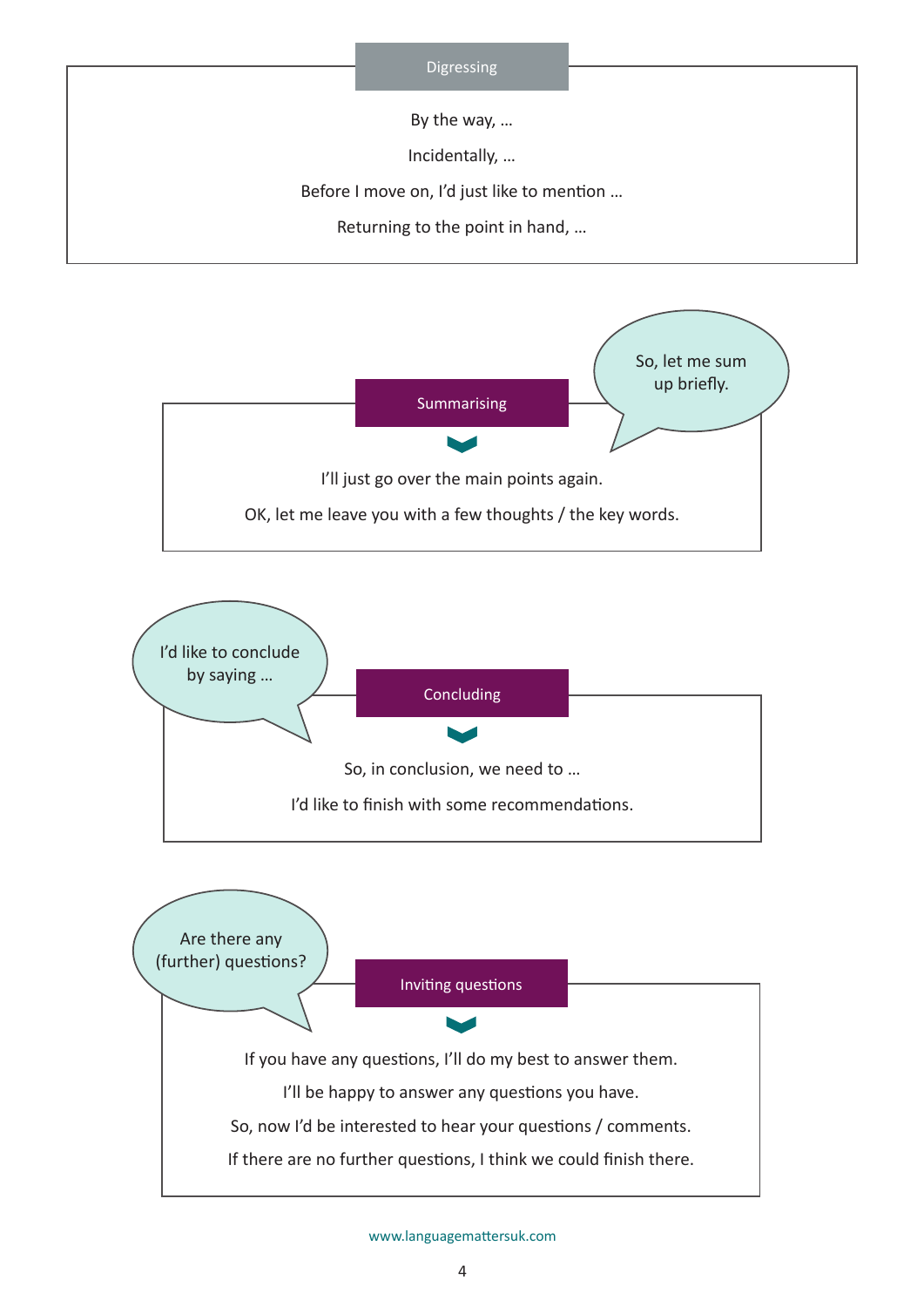## Digressing

By the way, …

Incidentally, …

Before I move on, I'd just like to mention …

Returning to the point in hand, …

## Summarising

So, let me sum up briefly.

I'll just go over the main points again.

OK, let me leave you with a few thoughts / the key words.

## Concluding

I'd like to conclude by saying …

So, in conclusion, we need to …

I'd like to finish with some recommendations.

## Inviting questions

Are there any (further) questions?

If you have any questions, I'll do my best to answer them.

I'll be happy to answer any questions you have.

So, now I'd be interested to hear your questions / comments.

If there are no further questions, I think we could finish there.

www.languagemattersuk.com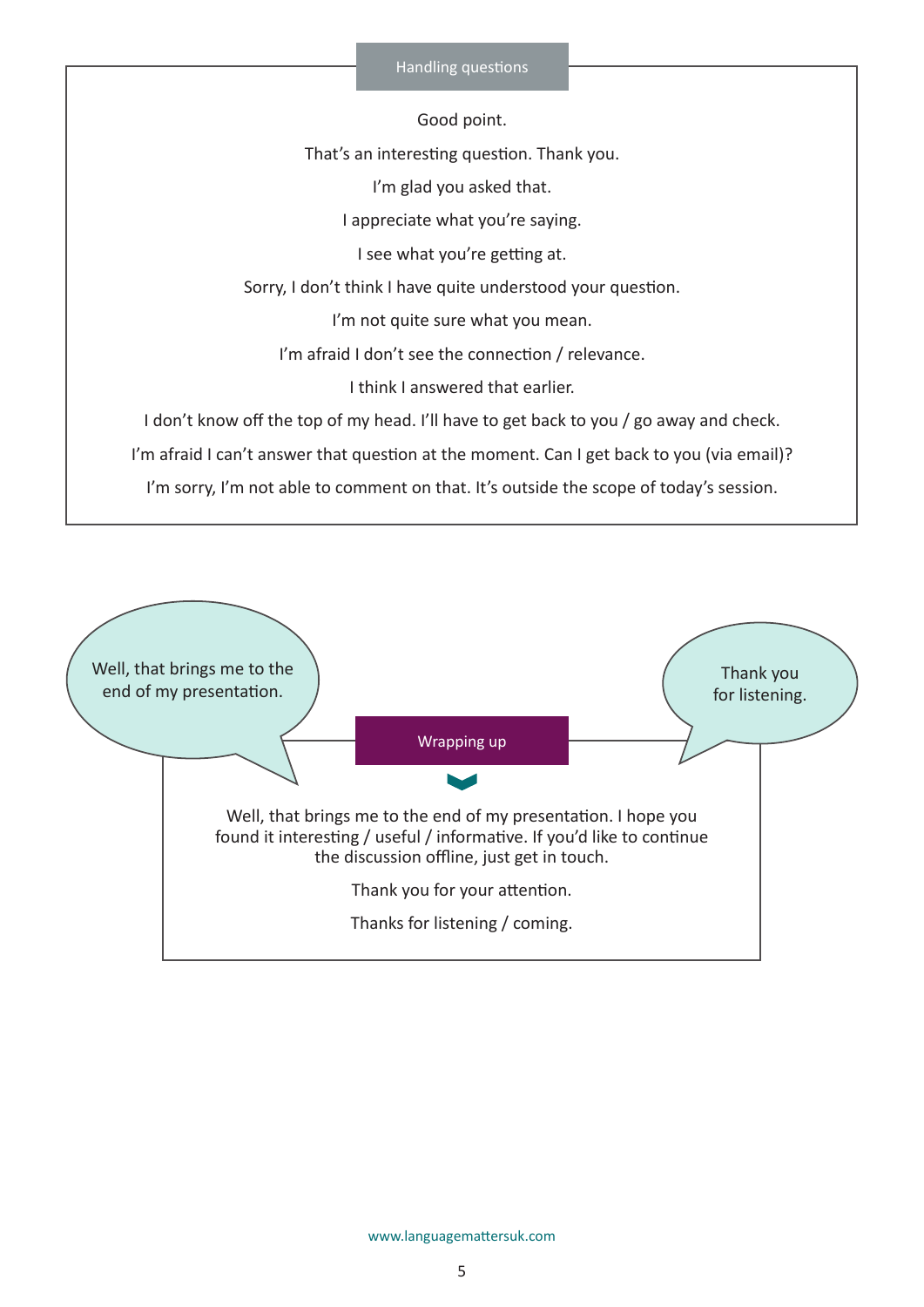## Handling questions

Good point.

That's an interesting question. Thank you.

I'm glad you asked that.

I appreciate what you're saying.

I see what you're getting at.

Sorry, I don't think I have quite understood your question.

I'm not quite sure what you mean.

I'm afraid I don't see the connection / relevance.

I think I answered that earlier.

I don't know off the top of my head. I'll have to get back to you / go away and check.

I'm afraid I can't answer that question at the moment. Can I get back to you (via email)?

I'm sorry, I'm not able to comment on that. It's outside the scope of today's session.

Well, that brings me to the end of my presentation.

Thank you for listening.

## Wrapping up

Well, that brings me to the end of my presentation. I hope you found it interesting / useful / informative. If you'd like to continue the discussion offline, just get in touch.

Thank you for your attention.

Thanks for listening / coming.

www.languagemattersuk.com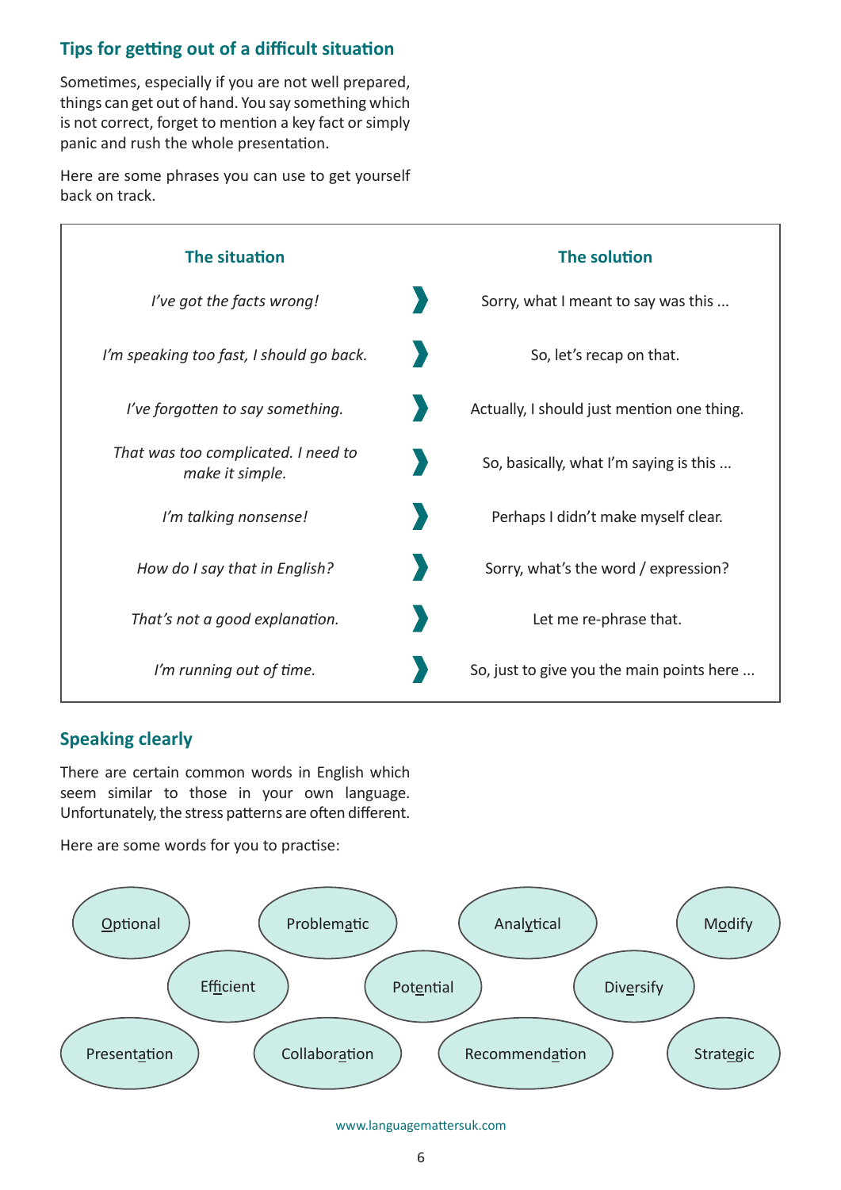## Tips for getting out of a difficult situation

Sometimes, especially if you are not well prepared, things can get out of hand. You say something which is not correct, forget to mention a key fact or simply panic and rush the whole presentation.

Here are some phrases you can use to get yourself back on track.

| The situation | | The solution |
|---|---|---|
| *I've got the facts wrong!* | ❯ | Sorry, what I meant to say was this ... |
| *I'm speaking too fast, I should go back.* | ❯ | So, let's recap on that. |
| *I've forgotten to say something.* | ❯ | Actually, I should just mention one thing. |
| *That was too complicated. I need to make it simple.* | ❯ | So, basically, what I'm saying is this ... |
| *I'm talking nonsense!* | ❯ | Perhaps I didn't make myself clear. |
| *How do I say that in English?* | ❯ | Sorry, what's the word / expression? |
| *That's not a good explanation.* | ❯ | Let me re-phrase that. |
| *I'm running out of time.* | ❯ | So, just to give you the main points here ... |

## Speaking clearly

There are certain common words in English which seem similar to those in your own language. Unfortunately, the stress patterns are often different.

Here are some words for you to practise:

- Optional
- Problematic
- Analytical
- Modify
- Efficient
- Potential
- Diversify
- Presentation
- Collaboration
- Recommendation
- Strategic

www.languagemattersuk.com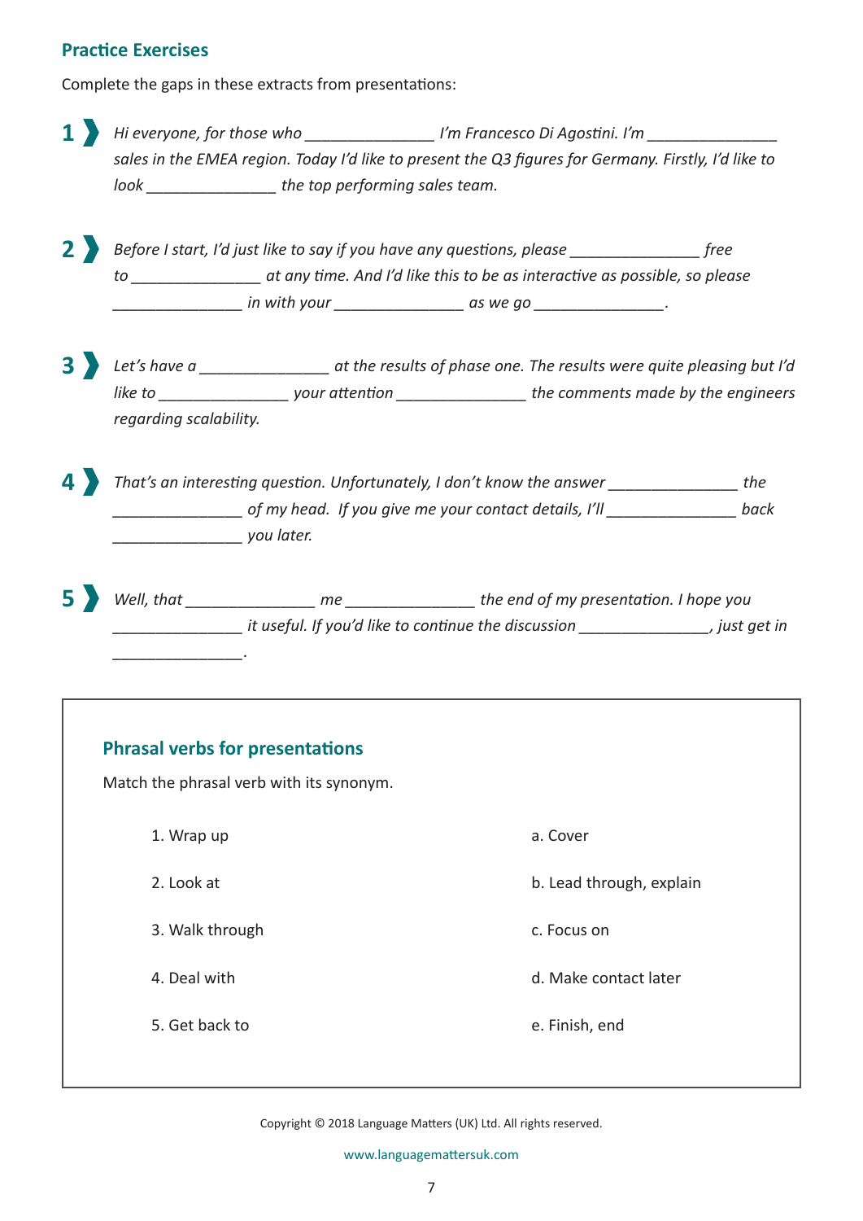## Practice Exercises

Complete the gaps in these extracts from presentations:

**1** *Hi everyone, for those who _______________ I'm Francesco Di Agostini. I'm _______________ sales in the EMEA region. Today I'd like to present the Q3 figures for Germany. Firstly, I'd like to look _______________ the top performing sales team.*

**2** *Before I start, I'd just like to say if you have any questions, please _______________ free to _______________ at any time. And I'd like this to be as interactive as possible, so please _______________ in with your _______________ as we go _______________.*

**3** *Let's have a _______________ at the results of phase one. The results were quite pleasing but I'd like to _______________ your attention _______________ the comments made by the engineers regarding scalability.*

**4** *That's an interesting question. Unfortunately, I don't know the answer _______________ the _______________ of my head. If you give me your contact details, I'll _______________ back _______________ you later.*

**5** *Well, that _______________ me _______________ the end of my presentation. I hope you _______________ it useful. If you'd like to continue the discussion _______________, just get in _______________.*

### Phrasal verbs for presentations

Match the phrasal verb with its synonym.

| | |
|---|---|
| 1. Wrap up | a. Cover |
| 2. Look at | b. Lead through, explain |
| 3. Walk through | c. Focus on |
| 4. Deal with | d. Make contact later |
| 5. Get back to | e. Finish, end |

Copyright © 2018 Language Matters (UK) Ltd. All rights reserved.

www.languagemattersuk.com